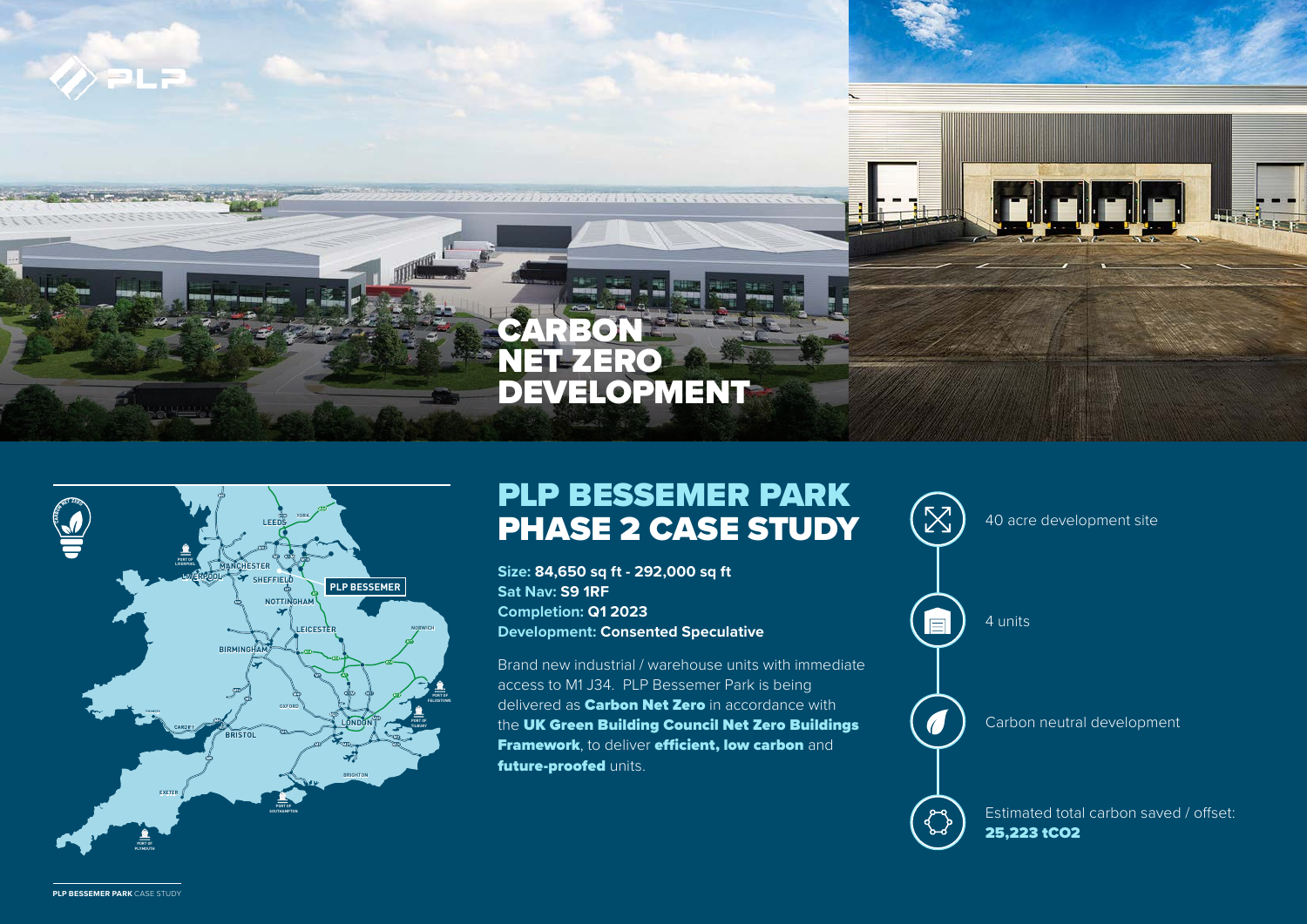# CARBON NET ZERO DEVELOPMENT

## PLP BESSEMER PARK PHASE 2 CASE STUDY

**Size: 84,650 sq ft - 292,000 sq ft**
**Sat Nav: S9 1RF**
**Completion: Q1 2023**
**Development: Consented Speculative**

Brand new industrial / warehouse units with immediate access to M1 J34. PLP Bessemer Park is being delivered as **Carbon Net Zero** in accordance with the **UK Green Building Council Net Zero Buildings Framework**, to deliver **efficient, low carbon** and **future-proofed** units.

- 40 acre development site
- 4 units
- Carbon neutral development
- Estimated total carbon saved / offset: **25,223 $tCO_2$**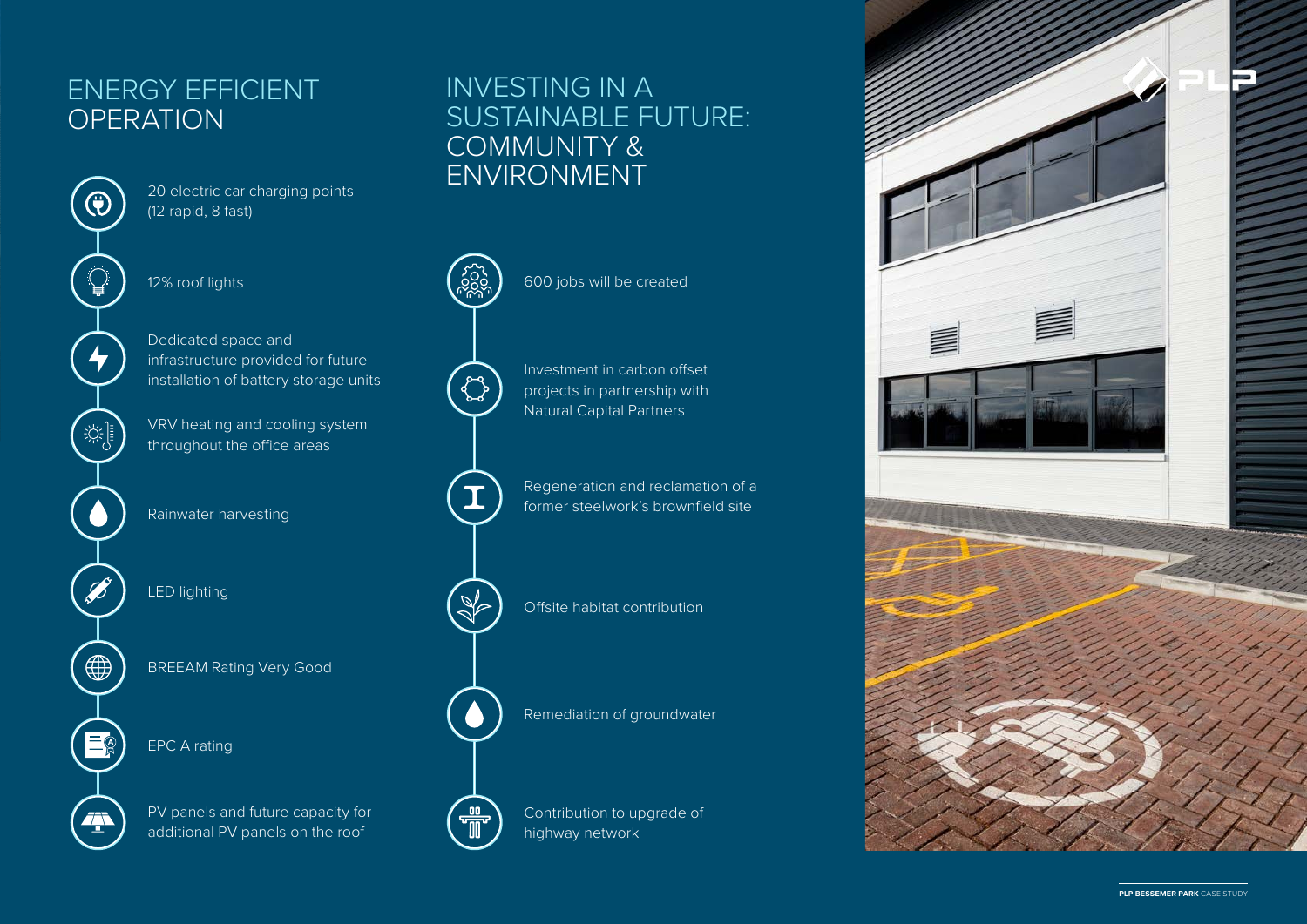## ENERGY EFFICIENT OPERATION

- 20 electric car charging points (12 rapid, 8 fast)
- 12% roof lights
- Dedicated space and infrastructure provided for future installation of battery storage units
- VRV heating and cooling system throughout the office areas
- Rainwater harvesting
- LED lighting
- BREEAM Rating Very Good
- EPC A rating
- PV panels and future capacity for additional PV panels on the roof

## INVESTING IN A SUSTAINABLE FUTURE: COMMUNITY & ENVIRONMENT

- 600 jobs will be created
- Investment in carbon offset projects in partnership with Natural Capital Partners
- Regeneration and reclamation of a former steelwork's brownfield site
- Offsite habitat contribution
- Remediation of groundwater
- Contribution to upgrade of highway network